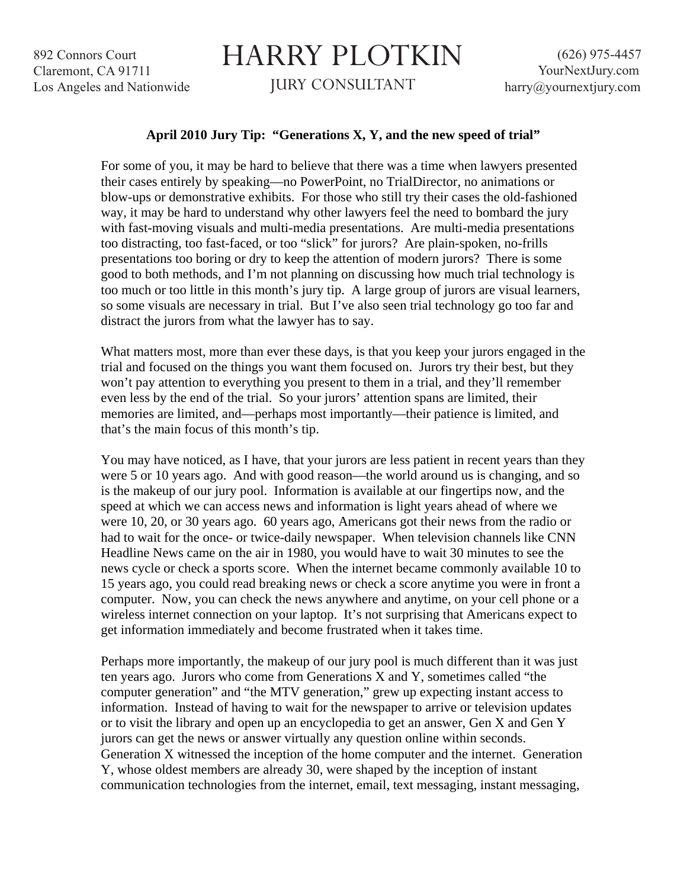892 Connors Court
Claremont, CA 91711
Los Angeles and Nationwide

# HARRY PLOTKIN

JURY CONSULTANT

(626) 975-4457
YourNextJury.com
harry@yournextjury.com

**April 2010 Jury Tip: "Generations X, Y, and the new speed of trial"**

For some of you, it may be hard to believe that there was a time when lawyers presented their cases entirely by speaking—no PowerPoint, no TrialDirector, no animations or blow-ups or demonstrative exhibits. For those who still try their cases the old-fashioned way, it may be hard to understand why other lawyers feel the need to bombard the jury with fast-moving visuals and multi-media presentations. Are multi-media presentations too distracting, too fast-faced, or too "slick" for jurors? Are plain-spoken, no-frills presentations too boring or dry to keep the attention of modern jurors? There is some good to both methods, and I'm not planning on discussing how much trial technology is too much or too little in this month's jury tip. A large group of jurors are visual learners, so some visuals are necessary in trial. But I've also seen trial technology go too far and distract the jurors from what the lawyer has to say.

What matters most, more than ever these days, is that you keep your jurors engaged in the trial and focused on the things you want them focused on. Jurors try their best, but they won't pay attention to everything you present to them in a trial, and they'll remember even less by the end of the trial. So your jurors' attention spans are limited, their memories are limited, and—perhaps most importantly—their patience is limited, and that's the main focus of this month's tip.

You may have noticed, as I have, that your jurors are less patient in recent years than they were 5 or 10 years ago. And with good reason—the world around us is changing, and so is the makeup of our jury pool. Information is available at our fingertips now, and the speed at which we can access news and information is light years ahead of where we were 10, 20, or 30 years ago. 60 years ago, Americans got their news from the radio or had to wait for the once- or twice-daily newspaper. When television channels like CNN Headline News came on the air in 1980, you would have to wait 30 minutes to see the news cycle or check a sports score. When the internet became commonly available 10 to 15 years ago, you could read breaking news or check a score anytime you were in front a computer. Now, you can check the news anywhere and anytime, on your cell phone or a wireless internet connection on your laptop. It's not surprising that Americans expect to get information immediately and become frustrated when it takes time.

Perhaps more importantly, the makeup of our jury pool is much different than it was just ten years ago. Jurors who come from Generations X and Y, sometimes called "the computer generation" and "the MTV generation," grew up expecting instant access to information. Instead of having to wait for the newspaper to arrive or television updates or to visit the library and open up an encyclopedia to get an answer, Gen X and Gen Y jurors can get the news or answer virtually any question online within seconds. Generation X witnessed the inception of the home computer and the internet. Generation Y, whose oldest members are already 30, were shaped by the inception of instant communication technologies from the internet, email, text messaging, instant messaging,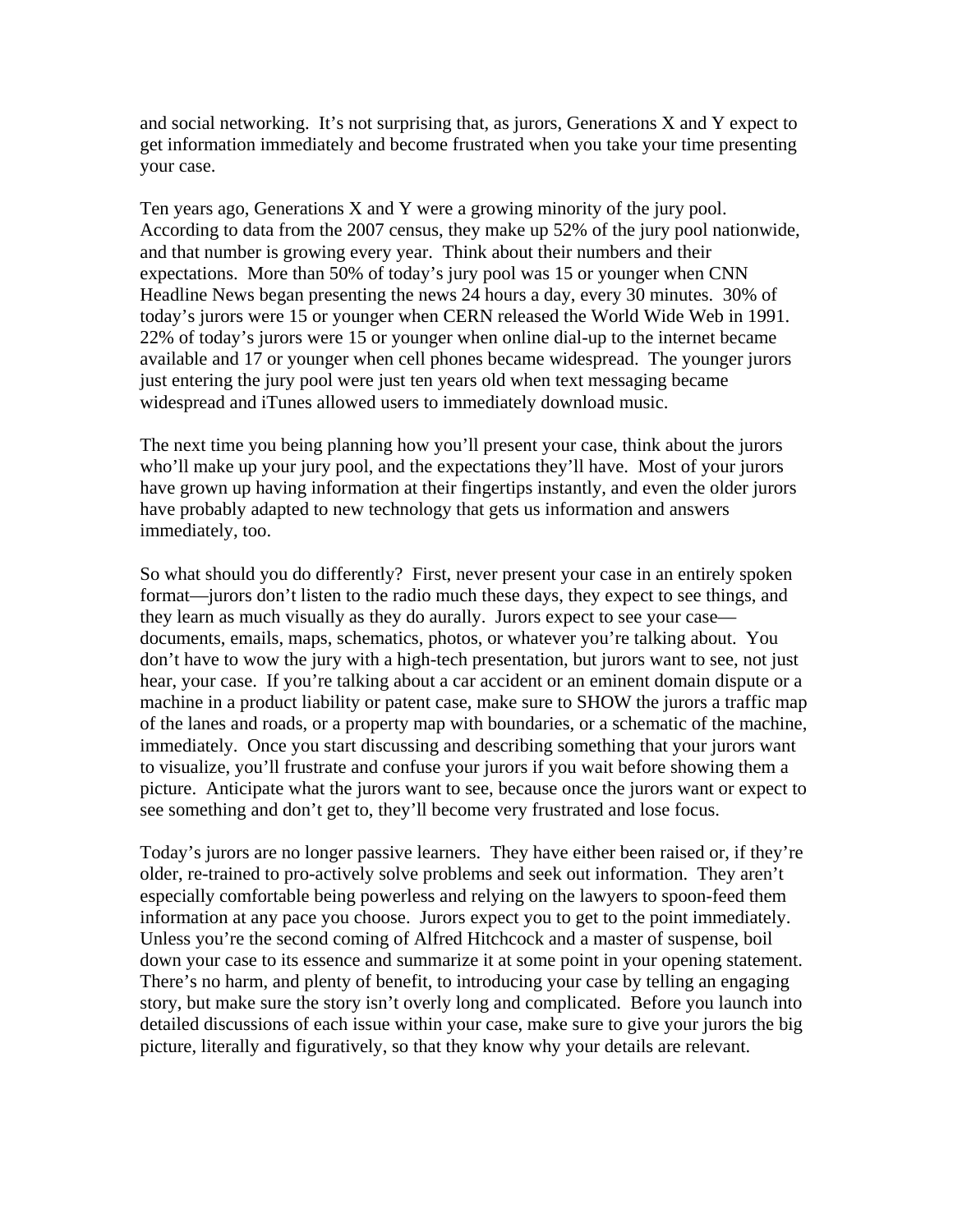and social networking. It's not surprising that, as jurors, Generations X and Y expect to get information immediately and become frustrated when you take your time presenting your case.

Ten years ago, Generations X and Y were a growing minority of the jury pool. According to data from the 2007 census, they make up 52% of the jury pool nationwide, and that number is growing every year. Think about their numbers and their expectations. More than 50% of today's jury pool was 15 or younger when CNN Headline News began presenting the news 24 hours a day, every 30 minutes. 30% of today's jurors were 15 or younger when CERN released the World Wide Web in 1991. 22% of today's jurors were 15 or younger when online dial-up to the internet became available and 17 or younger when cell phones became widespread. The younger jurors just entering the jury pool were just ten years old when text messaging became widespread and iTunes allowed users to immediately download music.

The next time you being planning how you'll present your case, think about the jurors who'll make up your jury pool, and the expectations they'll have. Most of your jurors have grown up having information at their fingertips instantly, and even the older jurors have probably adapted to new technology that gets us information and answers immediately, too.

So what should you do differently? First, never present your case in an entirely spoken format—jurors don't listen to the radio much these days, they expect to see things, and they learn as much visually as they do aurally. Jurors expect to see your case—documents, emails, maps, schematics, photos, or whatever you're talking about. You don't have to wow the jury with a high-tech presentation, but jurors want to see, not just hear, your case. If you're talking about a car accident or an eminent domain dispute or a machine in a product liability or patent case, make sure to SHOW the jurors a traffic map of the lanes and roads, or a property map with boundaries, or a schematic of the machine, immediately. Once you start discussing and describing something that your jurors want to visualize, you'll frustrate and confuse your jurors if you wait before showing them a picture. Anticipate what the jurors want to see, because once the jurors want or expect to see something and don't get to, they'll become very frustrated and lose focus.

Today's jurors are no longer passive learners. They have either been raised or, if they're older, re-trained to pro-actively solve problems and seek out information. They aren't especially comfortable being powerless and relying on the lawyers to spoon-feed them information at any pace you choose. Jurors expect you to get to the point immediately. Unless you're the second coming of Alfred Hitchcock and a master of suspense, boil down your case to its essence and summarize it at some point in your opening statement. There's no harm, and plenty of benefit, to introducing your case by telling an engaging story, but make sure the story isn't overly long and complicated. Before you launch into detailed discussions of each issue within your case, make sure to give your jurors the big picture, literally and figuratively, so that they know why your details are relevant.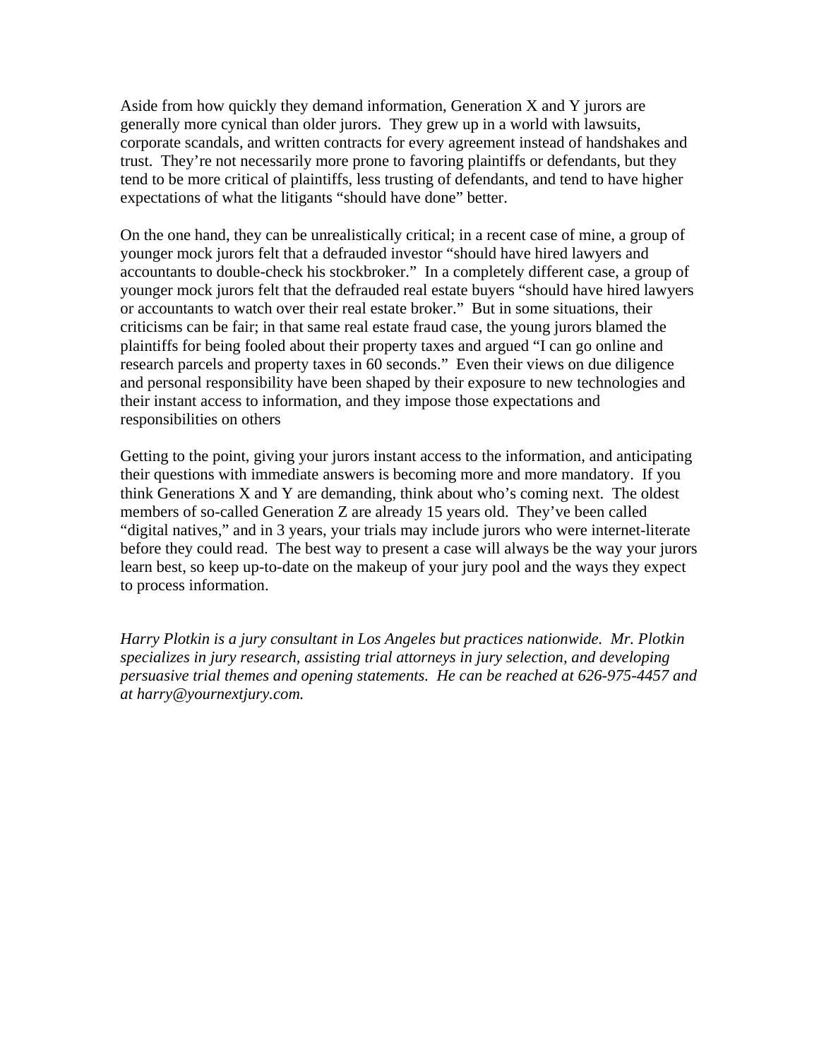Aside from how quickly they demand information, Generation X and Y jurors are generally more cynical than older jurors. They grew up in a world with lawsuits, corporate scandals, and written contracts for every agreement instead of handshakes and trust. They're not necessarily more prone to favoring plaintiffs or defendants, but they tend to be more critical of plaintiffs, less trusting of defendants, and tend to have higher expectations of what the litigants "should have done" better.

On the one hand, they can be unrealistically critical; in a recent case of mine, a group of younger mock jurors felt that a defrauded investor "should have hired lawyers and accountants to double-check his stockbroker." In a completely different case, a group of younger mock jurors felt that the defrauded real estate buyers "should have hired lawyers or accountants to watch over their real estate broker." But in some situations, their criticisms can be fair; in that same real estate fraud case, the young jurors blamed the plaintiffs for being fooled about their property taxes and argued "I can go online and research parcels and property taxes in 60 seconds." Even their views on due diligence and personal responsibility have been shaped by their exposure to new technologies and their instant access to information, and they impose those expectations and responsibilities on others

Getting to the point, giving your jurors instant access to the information, and anticipating their questions with immediate answers is becoming more and more mandatory. If you think Generations X and Y are demanding, think about who's coming next. The oldest members of so-called Generation Z are already 15 years old. They've been called "digital natives," and in 3 years, your trials may include jurors who were internet-literate before they could read. The best way to present a case will always be the way your jurors learn best, so keep up-to-date on the makeup of your jury pool and the ways they expect to process information.

*Harry Plotkin is a jury consultant in Los Angeles but practices nationwide. Mr. Plotkin specializes in jury research, assisting trial attorneys in jury selection, and developing persuasive trial themes and opening statements. He can be reached at 626-975-4457 and at harry@yournextjury.com.*